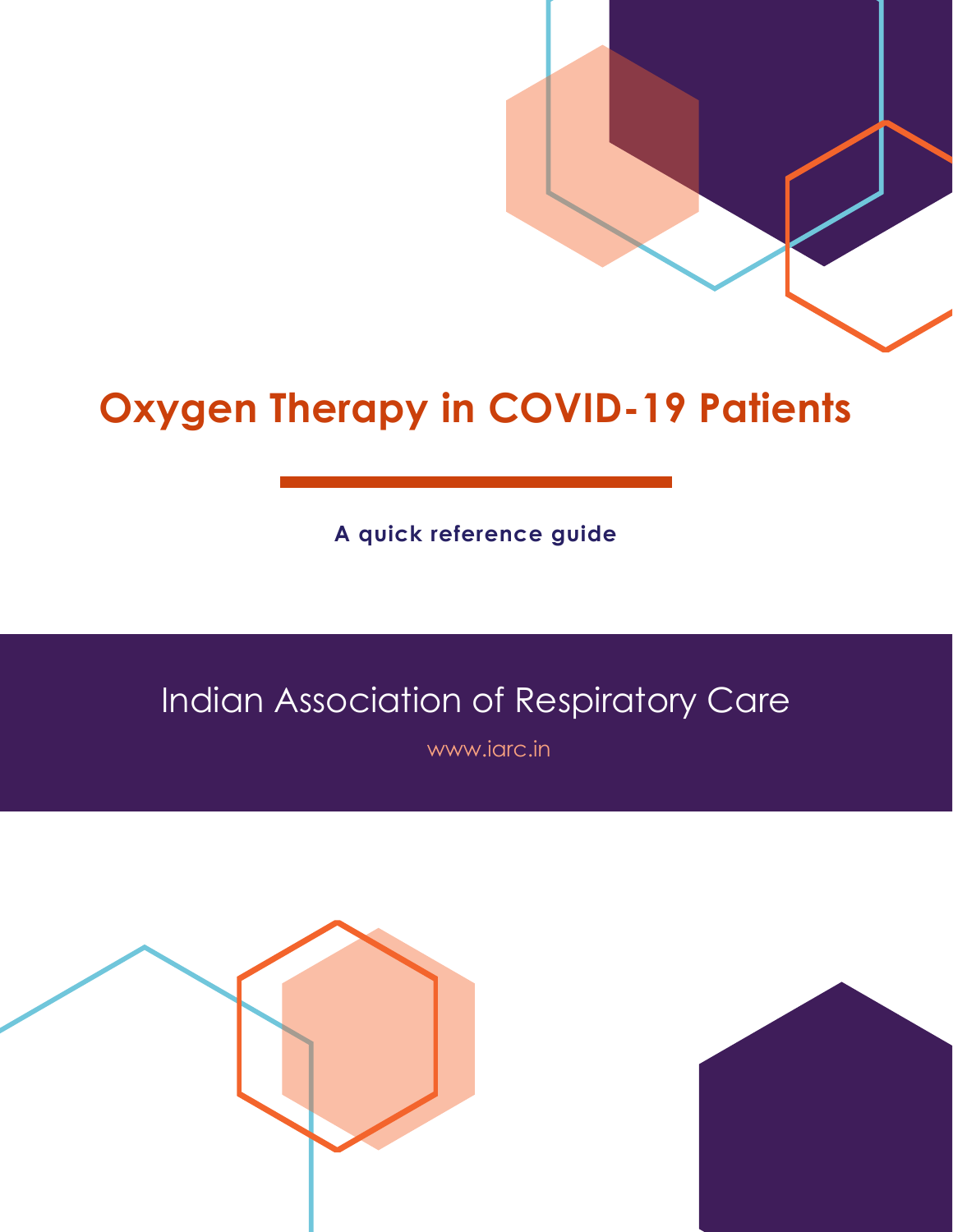# Oxygen Therapy in COVID-19 Patients

**A quick reference guide**

Indian Association of Respiratory Care

www.iarc.in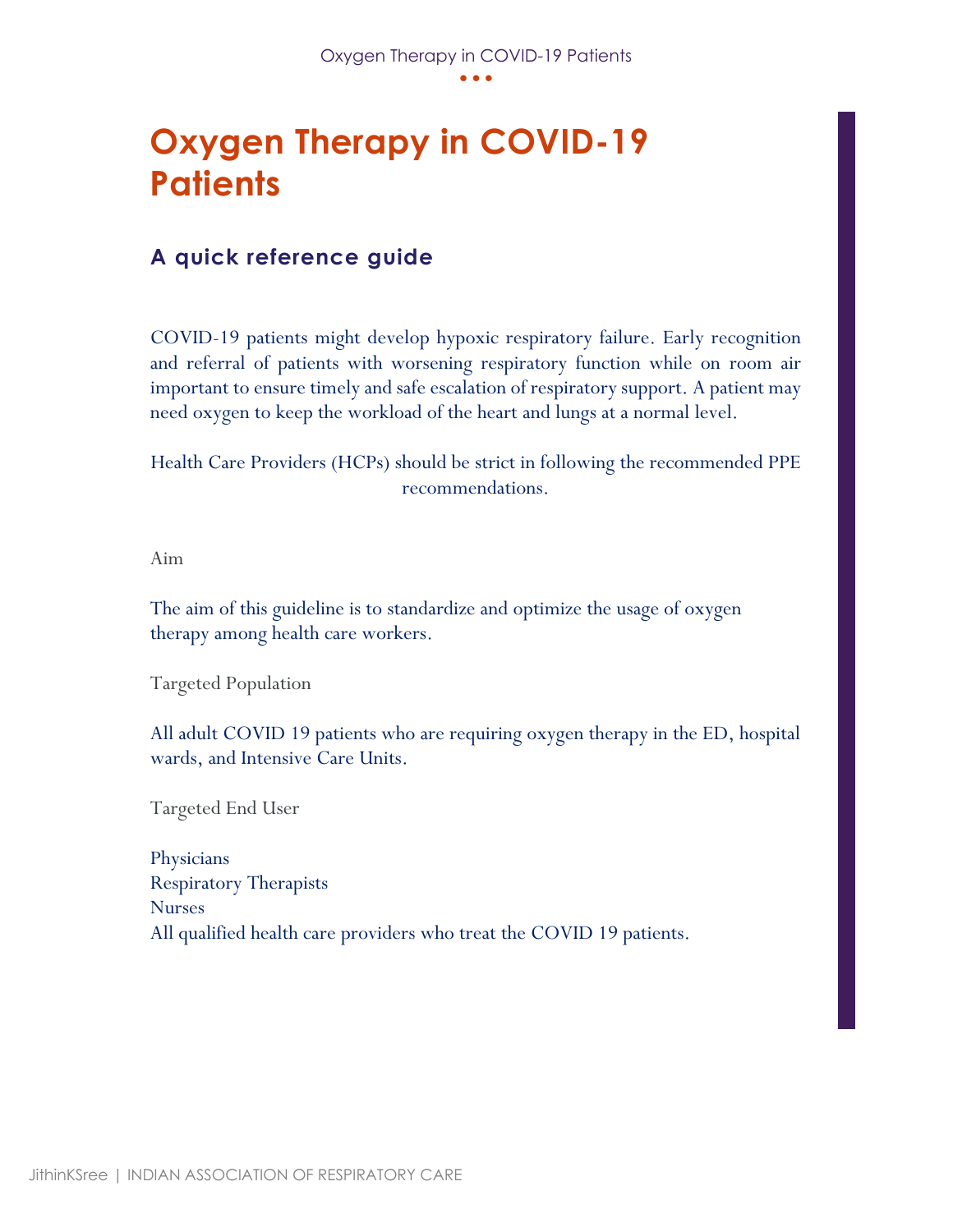# Oxygen Therapy in COVID-19 Patients

## A quick reference guide

COVID-19 patients might develop hypoxic respiratory failure. Early recognition and referral of patients with worsening respiratory function while on room air important to ensure timely and safe escalation of respiratory support. A patient may need oxygen to keep the workload of the heart and lungs at a normal level.

Health Care Providers (HCPs) should be strict in following the recommended PPE recommendations.

### Aim

The aim of this guideline is to standardize and optimize the usage of oxygen therapy among health care workers.

### Targeted Population

All adult COVID 19 patients who are requiring oxygen therapy in the ED, hospital wards, and Intensive Care Units.

### Targeted End User

Physicians
Respiratory Therapists
Nurses
All qualified health care providers who treat the COVID 19 patients.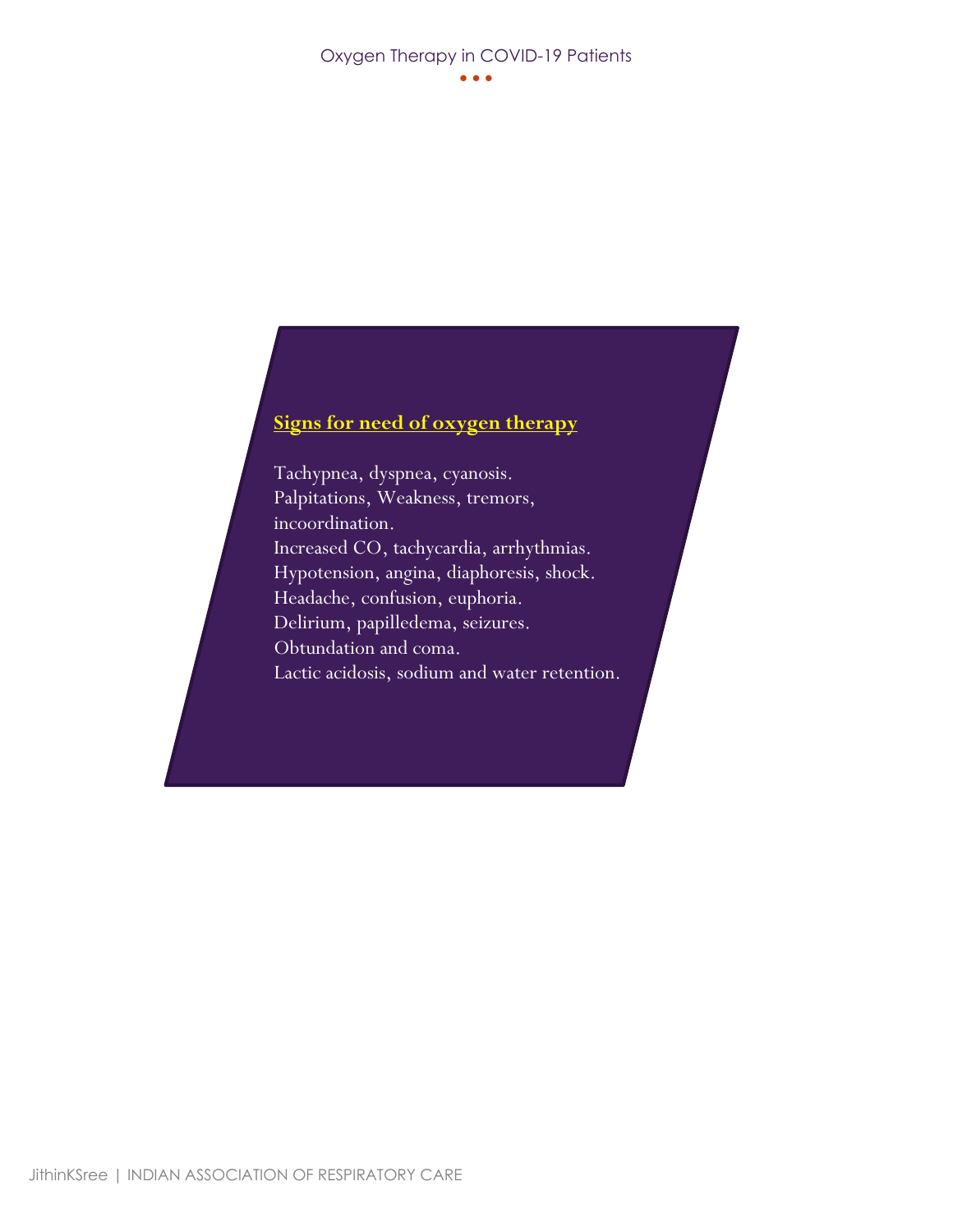## Signs for need of oxygen therapy

Tachypnea, dyspnea, cyanosis.
Palpitations, Weakness, tremors, incoordination.
Increased CO, tachycardia, arrhythmias.
Hypotension, angina, diaphoresis, shock.
Headache, confusion, euphoria.
Delirium, papilledema, seizures.
Obtundation and coma.
Lactic acidosis, sodium and water retention.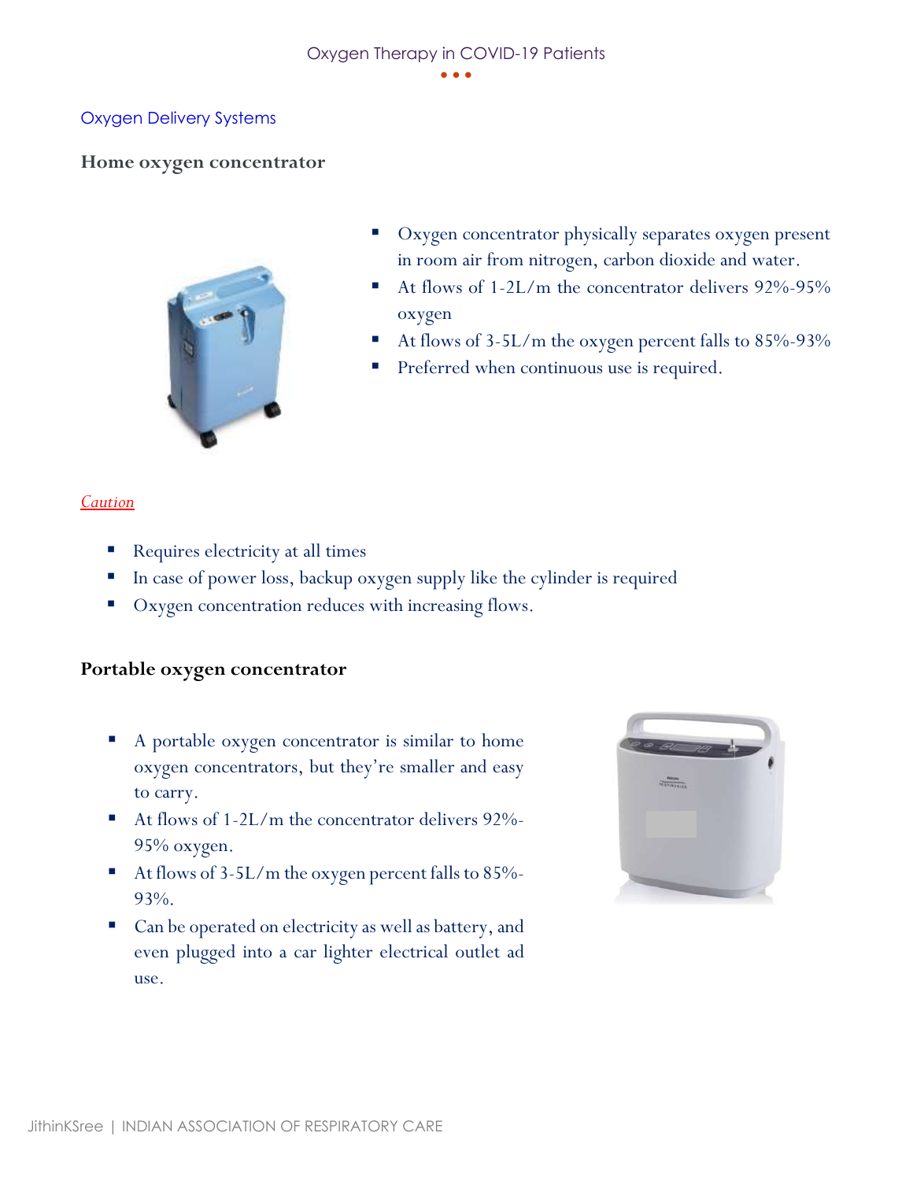## Oxygen Delivery Systems

### Home oxygen concentrator

- Oxygen concentrator physically separates oxygen present in room air from nitrogen, carbon dioxide and water.
- At flows of 1-2L/m the concentrator delivers 92%-95% oxygen
- At flows of 3-5L/m the oxygen percent falls to 85%-93%
- Preferred when continuous use is required.

*Caution*

- Requires electricity at all times
- In case of power loss, backup oxygen supply like the cylinder is required
- Oxygen concentration reduces with increasing flows.

### Portable oxygen concentrator

- A portable oxygen concentrator is similar to home oxygen concentrators, but they're smaller and easy to carry.
- At flows of 1-2L/m the concentrator delivers 92%-95% oxygen.
- At flows of 3-5L/m the oxygen percent falls to 85%-93%.
- Can be operated on electricity as well as battery, and even plugged into a car lighter electrical outlet ad use.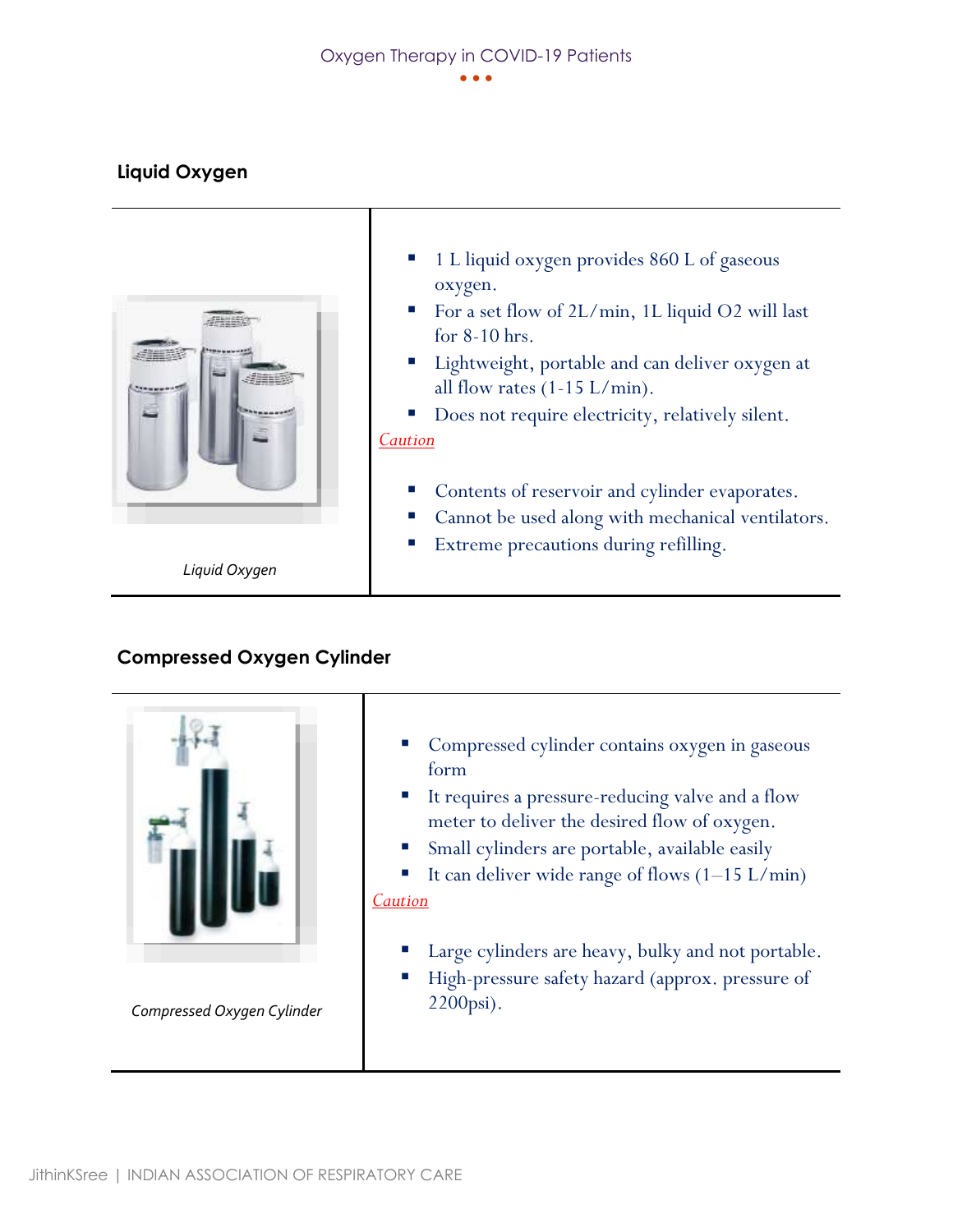## Liquid Oxygen

*Liquid Oxygen*

- 1 L liquid oxygen provides 860 L of gaseous oxygen.
- For a set flow of 2L/min, 1L liquid $O_2$ will last for 8-10 hrs.
- Lightweight, portable and can deliver oxygen at all flow rates (1-15 L/min).
- Does not require electricity, relatively silent.

Caution

- Contents of reservoir and cylinder evaporates.
- Cannot be used along with mechanical ventilators.
- Extreme precautions during refilling.

## Compressed Oxygen Cylinder

*Compressed Oxygen Cylinder*

- Compressed cylinder contains oxygen in gaseous form
- It requires a pressure-reducing valve and a flow meter to deliver the desired flow of oxygen.
- Small cylinders are portable, available easily
- It can deliver wide range of flows (1–15 L/min)

Caution

- Large cylinders are heavy, bulky and not portable.
- High-pressure safety hazard (approx. pressure of 2200psi).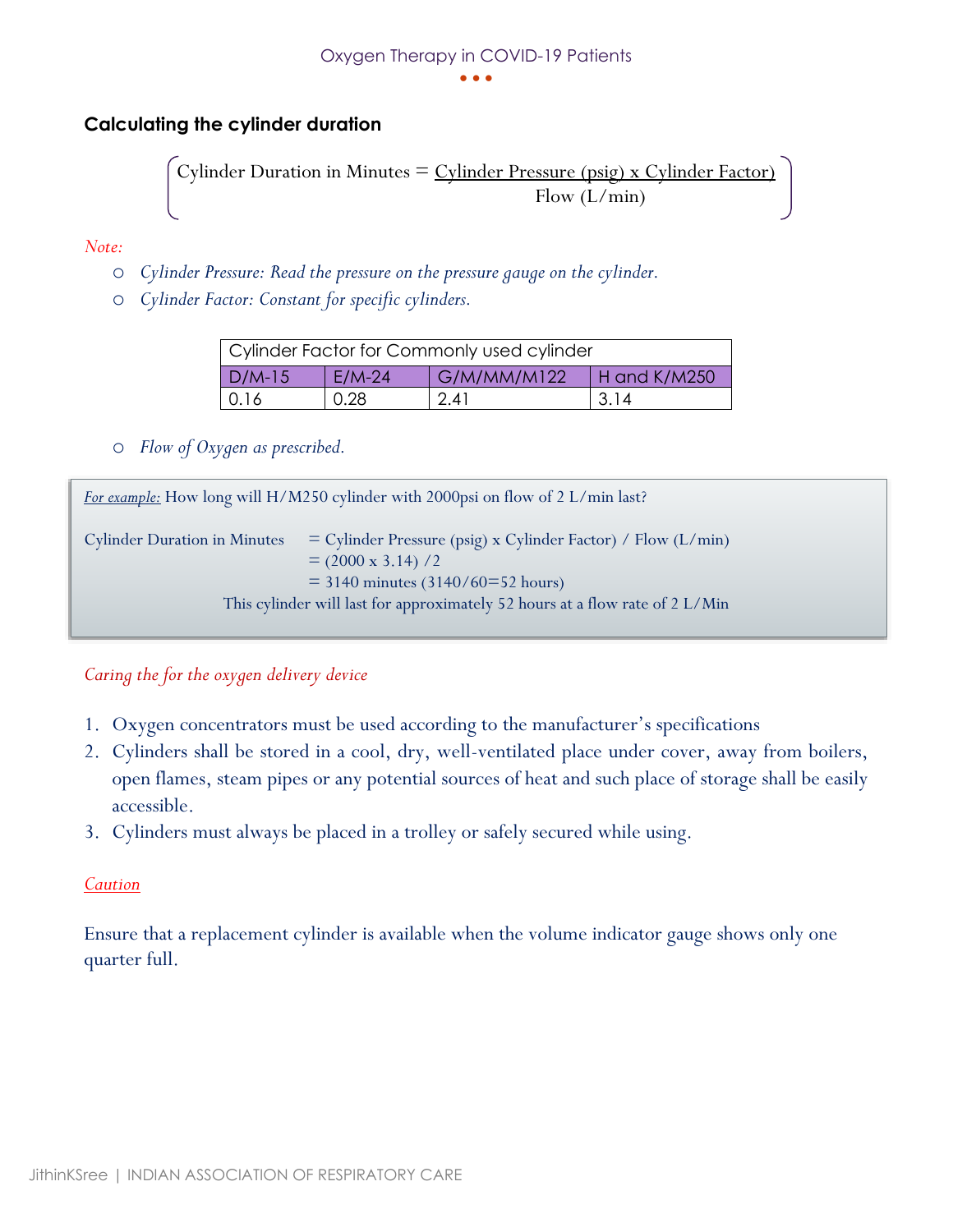### Calculating the cylinder duration

$$\left( \text{Cylinder Duration in Minutes} = \frac{\text{Cylinder Pressure (psig) x Cylinder Factor)}}{\text{Flow (L/min)}} \right)$$

*Note:*

- *Cylinder Pressure: Read the pressure on the pressure gauge on the cylinder.*
- *Cylinder Factor: Constant for specific cylinders.*

| Cylinder Factor for Commonly used cylinder | | | |
|---|---|---|---|
| D/M-15 | E/M-24 | G/M/MM/M122 | H and K/M250 |
| 0.16 | 0.28 | 2.41 | 3.14 |

- *Flow of Oxygen as prescribed.*

> *For example:* How long will H/M250 cylinder with 2000psi on flow of 2 L/min last?
>
> Cylinder Duration in Minutes = Cylinder Pressure (psig) x Cylinder Factor) / Flow (L/min)
> = (2000 x 3.14) /2
> = 3140 minutes (3140/60=52 hours)
>
> This cylinder will last for approximately 52 hours at a flow rate of 2 L/Min

*Caring the for the oxygen delivery device*

1. Oxygen concentrators must be used according to the manufacturer's specifications
2. Cylinders shall be stored in a cool, dry, well-ventilated place under cover, away from boilers, open flames, steam pipes or any potential sources of heat and such place of storage shall be easily accessible.
3. Cylinders must always be placed in a trolley or safely secured while using.

*Caution*

Ensure that a replacement cylinder is available when the volume indicator gauge shows only one quarter full.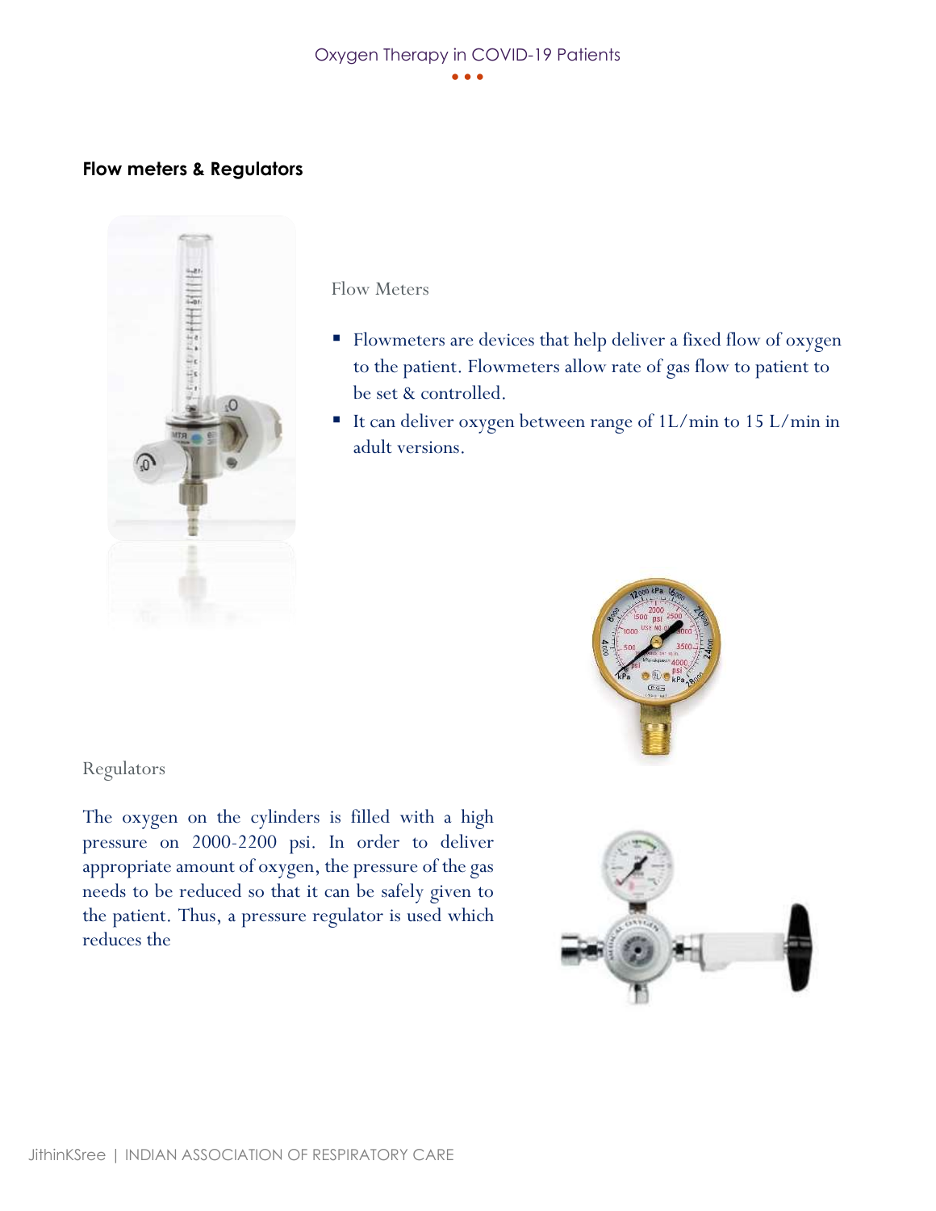## Flow meters & Regulators

Flow Meters

- Flowmeters are devices that help deliver a fixed flow of oxygen to the patient. Flowmeters allow rate of gas flow to patient to be set & controlled.
- It can deliver oxygen between range of 1L/min to 15 L/min in adult versions.

Regulators

The oxygen on the cylinders is filled with a high pressure on 2000-2200 psi. In order to deliver appropriate amount of oxygen, the pressure of the gas needs to be reduced so that it can be safely given to the patient. Thus, a pressure regulator is used which reduces the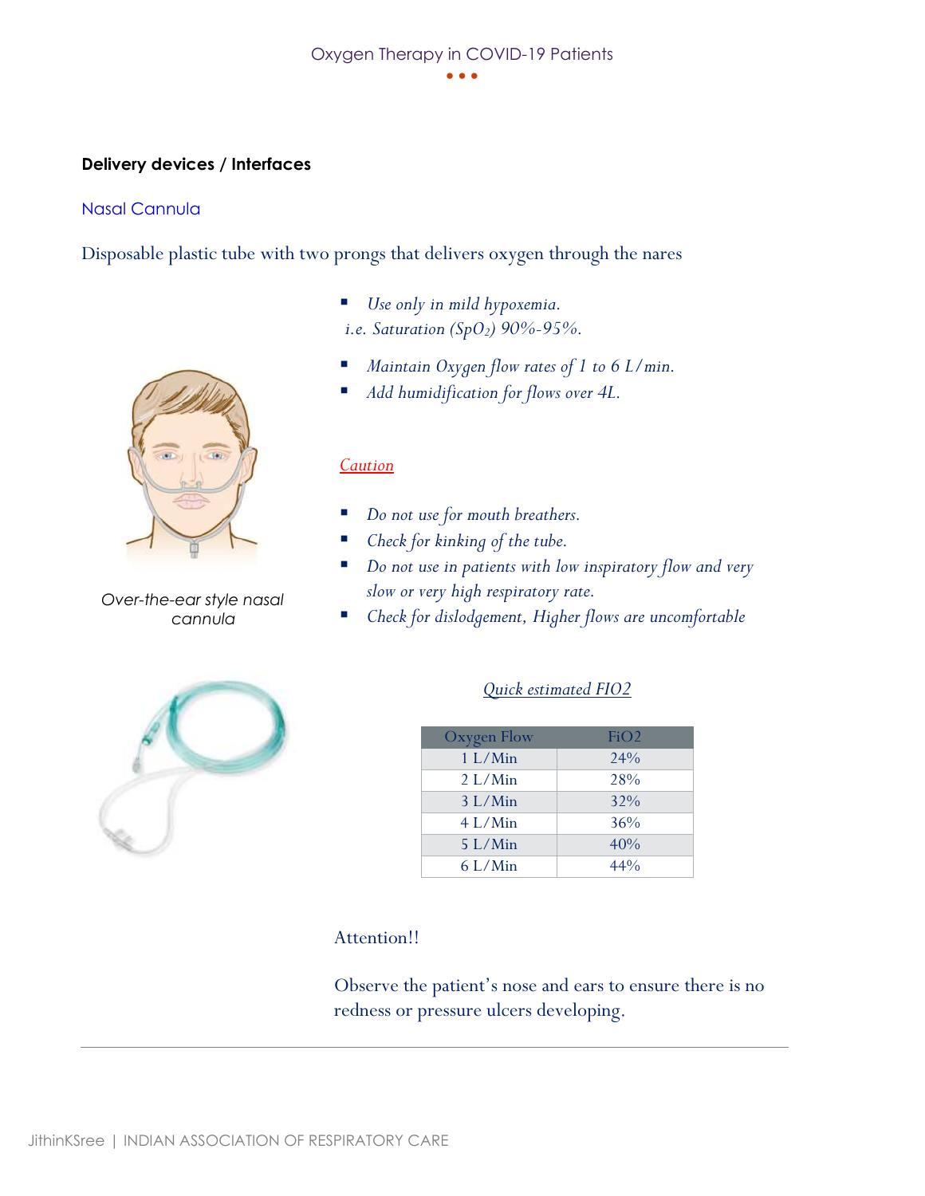### Delivery devices / Interfaces

#### Nasal Cannula

Disposable plastic tube with two prongs that delivers oxygen through the nares

- *Use only in mild hypoxemia.*
  *i.e. Saturation ($SpO_2$) 90%-95%.*
- *Maintain Oxygen flow rates of 1 to 6 L/min.*
- *Add humidification for flows over 4L.*

*Over-the-ear style nasal cannula*

*Caution*

- *Do not use for mouth breathers.*
- *Check for kinking of the tube.*
- *Do not use in patients with low inspiratory flow and very slow or very high respiratory rate.*
- *Check for dislodgement, Higher flows are uncomfortable*

*Quick estimated FIO2*

| Oxygen Flow | FiO2 |
|---|---|
| 1 L/Min | 24% |
| 2 L/Min | 28% |
| 3 L/Min | 32% |
| 4 L/Min | 36% |
| 5 L/Min | 40% |
| 6 L/Min | 44% |

Attention!!

Observe the patient's nose and ears to ensure there is no redness or pressure ulcers developing.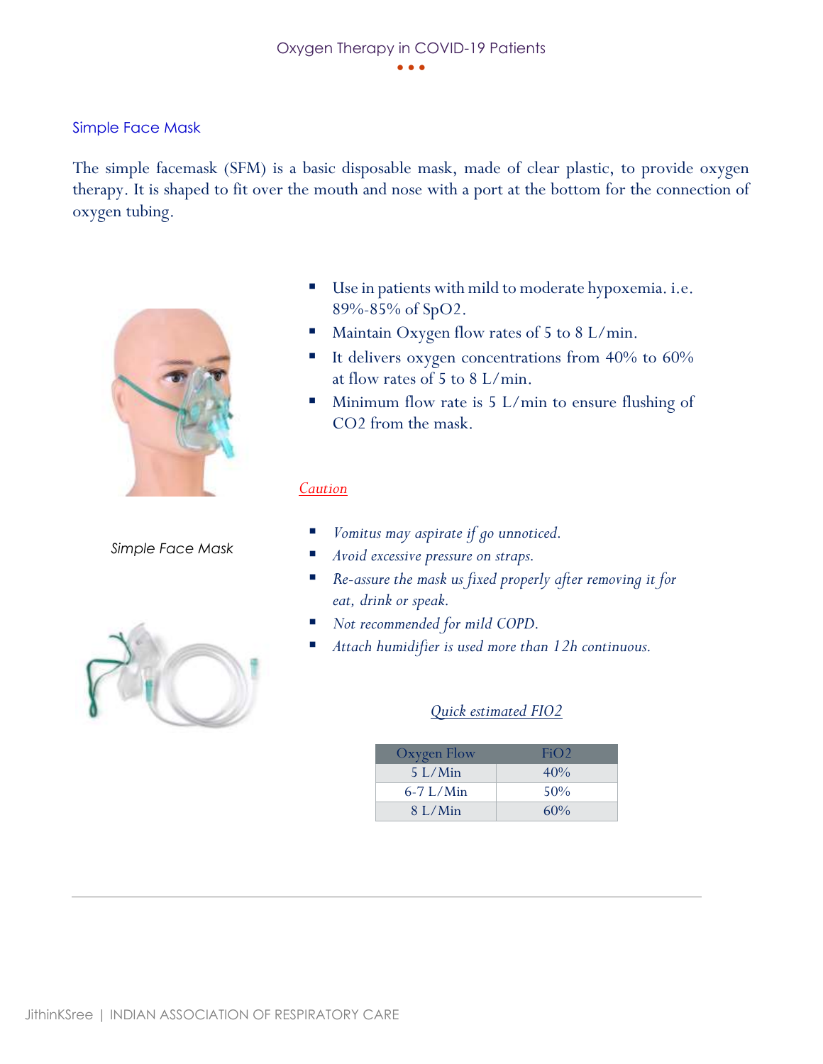## Simple Face Mask

The simple facemask (SFM) is a basic disposable mask, made of clear plastic, to provide oxygen therapy. It is shaped to fit over the mouth and nose with a port at the bottom for the connection of oxygen tubing.

Simple Face Mask

- Use in patients with mild to moderate hypoxemia. i.e. 89%-85% of $SpO_2$.
- Maintain Oxygen flow rates of 5 to 8 L/min.
- It delivers oxygen concentrations from 40% to 60% at flow rates of 5 to 8 L/min.
- Minimum flow rate is 5 L/min to ensure flushing of $CO_2$ from the mask.

*Caution*

- *Vomitus may aspirate if go unnoticed.*
- *Avoid excessive pressure on straps.*
- *Re-assure the mask us fixed properly after removing it for eat, drink or speak.*
- *Not recommended for mild COPD.*
- *Attach humidifier is used more than 12h continuous.*

*Quick estimated FIO2*

| Oxygen Flow | FiO2 |
|---|---|
| 5 L/Min | 40% |
| 6-7 L/Min | 50% |
| 8 L/Min | 60% |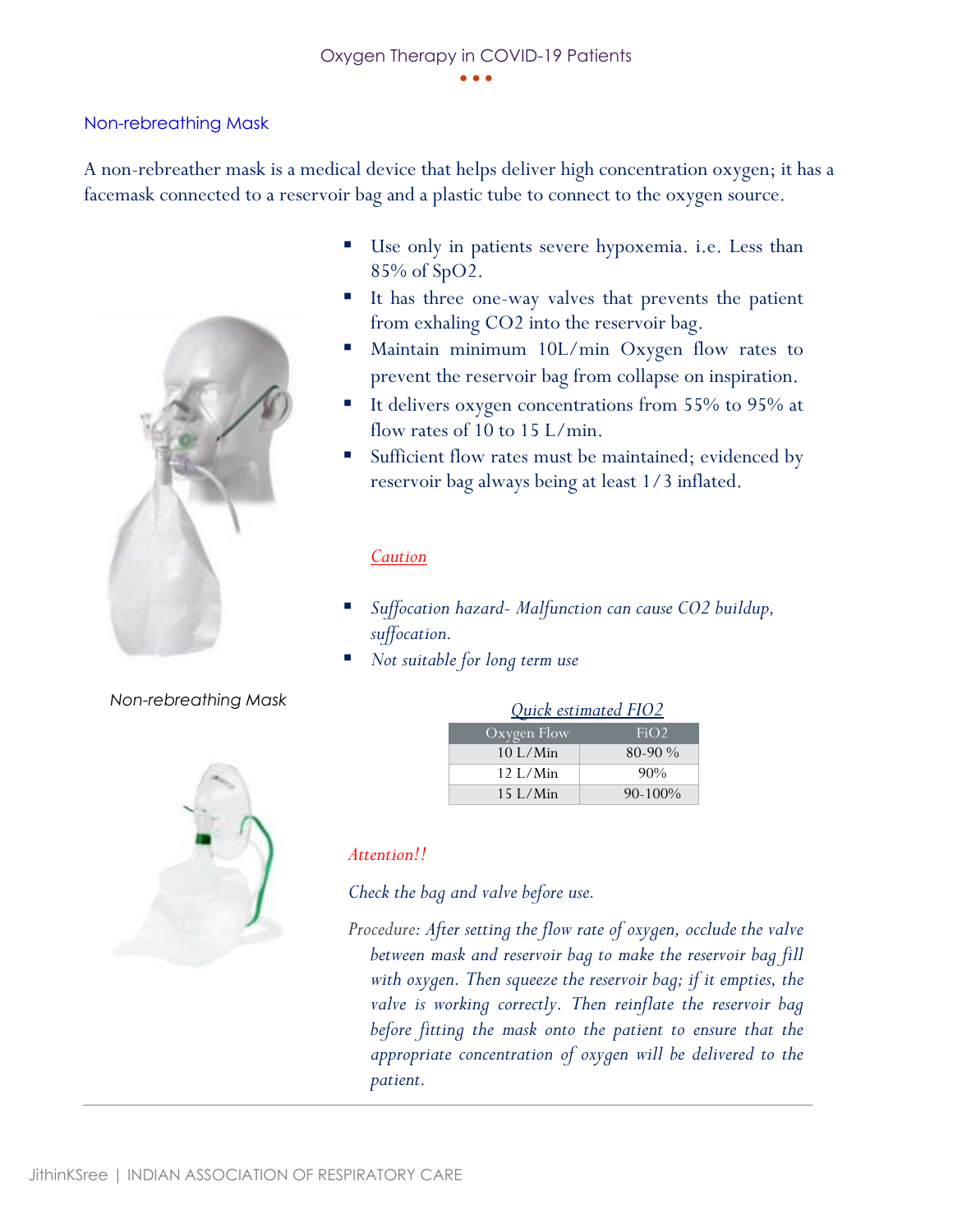## Non-rebreathing Mask

A non-rebreather mask is a medical device that helps deliver high concentration oxygen; it has a facemask connected to a reservoir bag and a plastic tube to connect to the oxygen source.

- Use only in patients severe hypoxemia. i.e. Less than 85% of $SpO_2$.
- It has three one-way valves that prevents the patient from exhaling $CO_2$ into the reservoir bag.
- Maintain minimum 10L/min Oxygen flow rates to prevent the reservoir bag from collapse on inspiration.
- It delivers oxygen concentrations from 55% to 95% at flow rates of 10 to 15 L/min.
- Sufficient flow rates must be maintained; evidenced by reservoir bag always being at least 1/3 inflated.

*Caution*

- *Suffocation hazard- Malfunction can cause $CO_2$ buildup, suffocation.*
- *Not suitable for long term use*

*Non-rebreathing Mask*

*Quick estimated $FIO_2$*

| Oxygen Flow | $FiO_2$ |
|---|---|
| 10 L/Min | 80-90 % |
| 12 L/Min | 90% |
| 15 L/Min | 90-100% |

*Attention!!*

*Check the bag and valve before use.*

Procedure: *After setting the flow rate of oxygen, occlude the valve between mask and reservoir bag to make the reservoir bag fill with oxygen. Then squeeze the reservoir bag; if it empties, the valve is working correctly. Then reinflate the reservoir bag before fitting the mask onto the patient to ensure that the appropriate concentration of oxygen will be delivered to the patient.*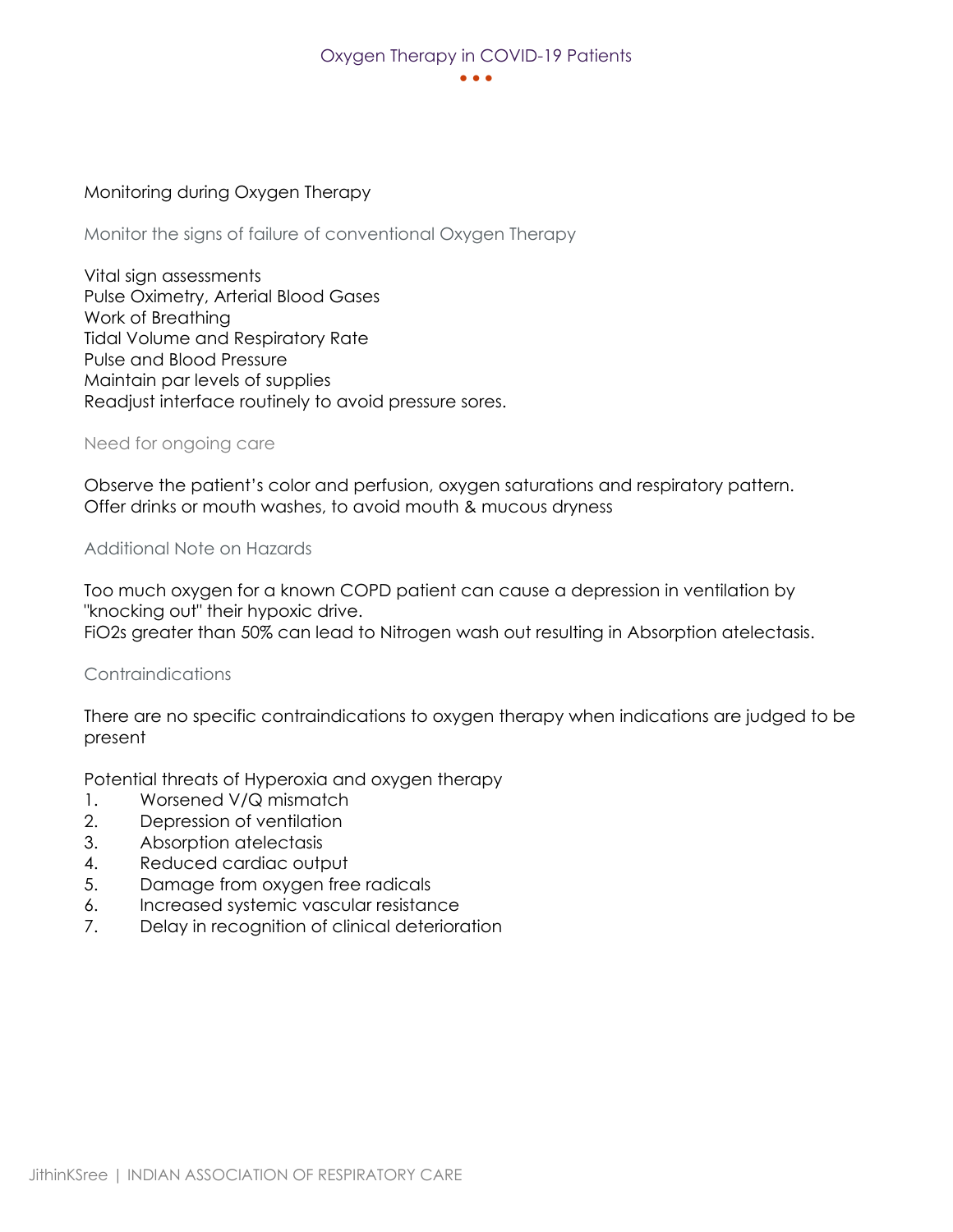## Monitoring during Oxygen Therapy

### Monitor the signs of failure of conventional Oxygen Therapy

Vital sign assessments
Pulse Oximetry, Arterial Blood Gases
Work of Breathing
Tidal Volume and Respiratory Rate
Pulse and Blood Pressure
Maintain par levels of supplies
Readjust interface routinely to avoid pressure sores.

### Need for ongoing care

Observe the patient's color and perfusion, oxygen saturations and respiratory pattern.
Offer drinks or mouth washes, to avoid mouth & mucous dryness

### Additional Note on Hazards

Too much oxygen for a known COPD patient can cause a depression in ventilation by "knocking out" their hypoxic drive.
$FiO_2$s greater than 50% can lead to Nitrogen wash out resulting in Absorption atelectasis.

### Contraindications

There are no specific contraindications to oxygen therapy when indications are judged to be present

Potential threats of Hyperoxia and oxygen therapy

1. Worsened V/Q mismatch
2. Depression of ventilation
3. Absorption atelectasis
4. Reduced cardiac output
5. Damage from oxygen free radicals
6. Increased systemic vascular resistance
7. Delay in recognition of clinical deterioration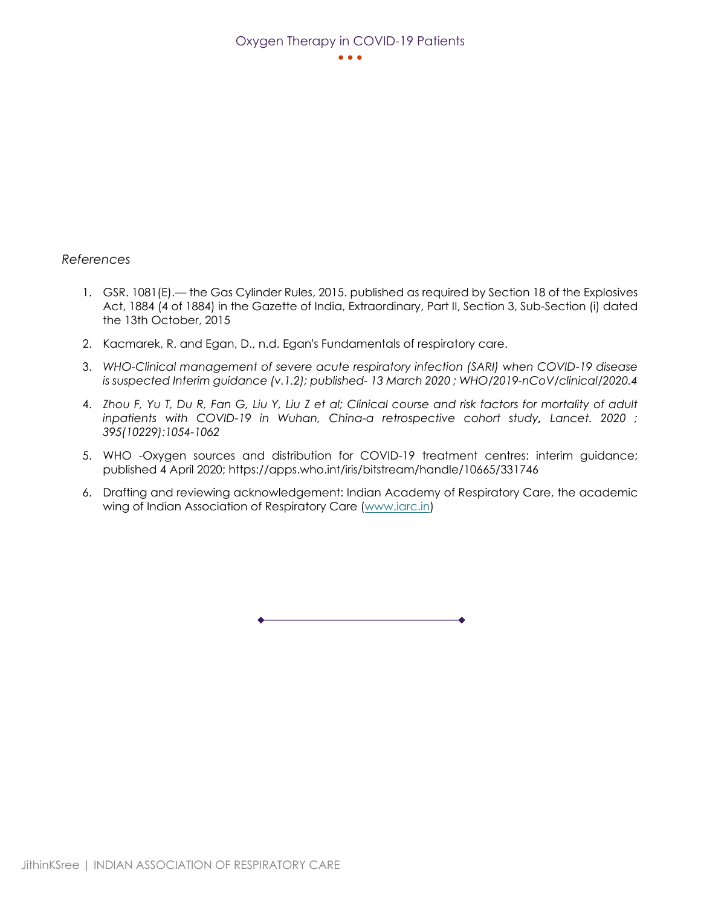*References*

1. GSR. 1081(E).— the Gas Cylinder Rules, 2015. published as required by Section 18 of the Explosives Act, 1884 (4 of 1884) in the Gazette of India, Extraordinary, Part II, Section 3, Sub-Section (i) dated the 13th October, 2015
2. Kacmarek, R. and Egan, D., n.d. Egan's Fundamentals of respiratory care.
3. *WHO-Clinical management of severe acute respiratory infection (SARI) when COVID-19 disease is suspected Interim guidance (v.1.2); published- 13 March 2020 ; WHO/2019-nCoV/clinical/2020.4*
4. *Zhou F, Yu T, Du R, Fan G, Liu Y, Liu Z et al; Clinical course and risk factors for mortality of adult inpatients with COVID-19 in Wuhan, China-a retrospective cohort study, Lancet. 2020 ; 395(10229):1054-1062*
5. WHO -Oxygen sources and distribution for COVID-19 treatment centres: interim guidance; published 4 April 2020; https://apps.who.int/iris/bitstream/handle/10665/331746
6. Drafting and reviewing acknowledgement: Indian Academy of Respiratory Care, the academic wing of Indian Association of Respiratory Care ([www.iarc.in](http://www.iarc.in))